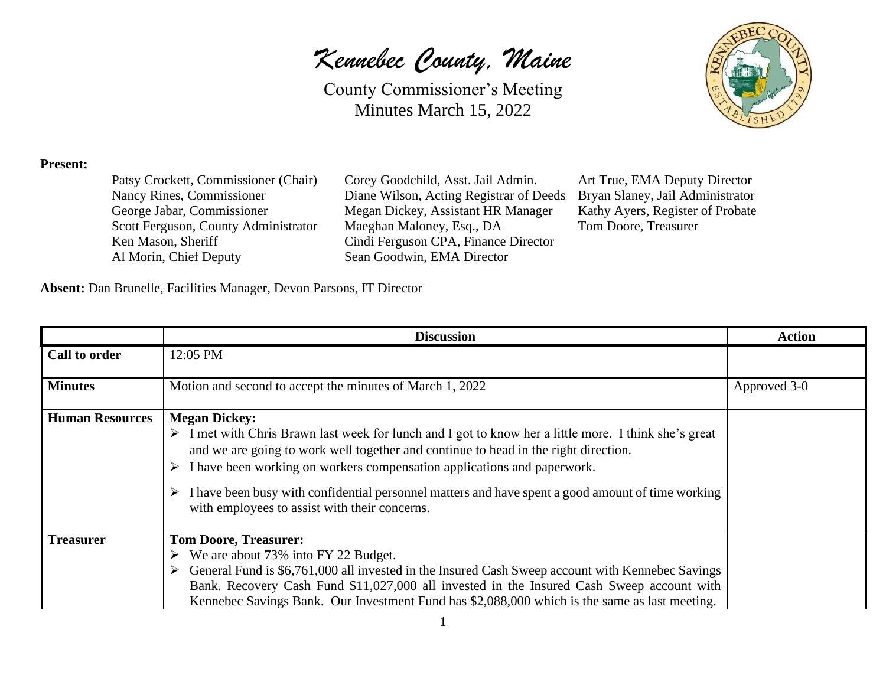# *Kennebec County, Maine*

County Commissioner's Meeting
Minutes March 15, 2022

**Present:**

Patsy Crockett, Commissioner (Chair)
Nancy Rines, Commissioner
George Jabar, Commissioner
Scott Ferguson, County Administrator
Ken Mason, Sheriff
Al Morin, Chief Deputy
Corey Goodchild, Asst. Jail Admin.
Diane Wilson, Acting Registrar of Deeds
Megan Dickey, Assistant HR Manager
Maeghan Maloney, Esq., DA
Cindi Ferguson CPA, Finance Director
Sean Goodwin, EMA Director
Art True, EMA Deputy Director
Bryan Slaney, Jail Administrator
Kathy Ayers, Register of Probate
Tom Doore, Treasurer

**Absent:** Dan Brunelle, Facilities Manager, Devon Parsons, IT Director

| | Discussion | Action |
|---|---|---|
| **Call to order** | 12:05 PM | |
| **Minutes** | Motion and second to accept the minutes of March 1, 2022 | Approved 3-0 |
| **Human Resources** | **Megan Dickey:**<br>➢ I met with Chris Brawn last week for lunch and I got to know her a little more. I think she's great and we are going to work well together and continue to head in the right direction.<br>➢ I have been working on workers compensation applications and paperwork.<br>➢ I have been busy with confidential personnel matters and have spent a good amount of time working with employees to assist with their concerns. | |
| **Treasurer** | **Tom Doore, Treasurer:**<br>➢ We are about 73% into FY 22 Budget.<br>➢ General Fund is $6,761,000 all invested in the Insured Cash Sweep account with Kennebec Savings Bank. Recovery Cash Fund $11,027,000 all invested in the Insured Cash Sweep account with Kennebec Savings Bank. Our Investment Fund has $2,088,000 which is the same as last meeting. | |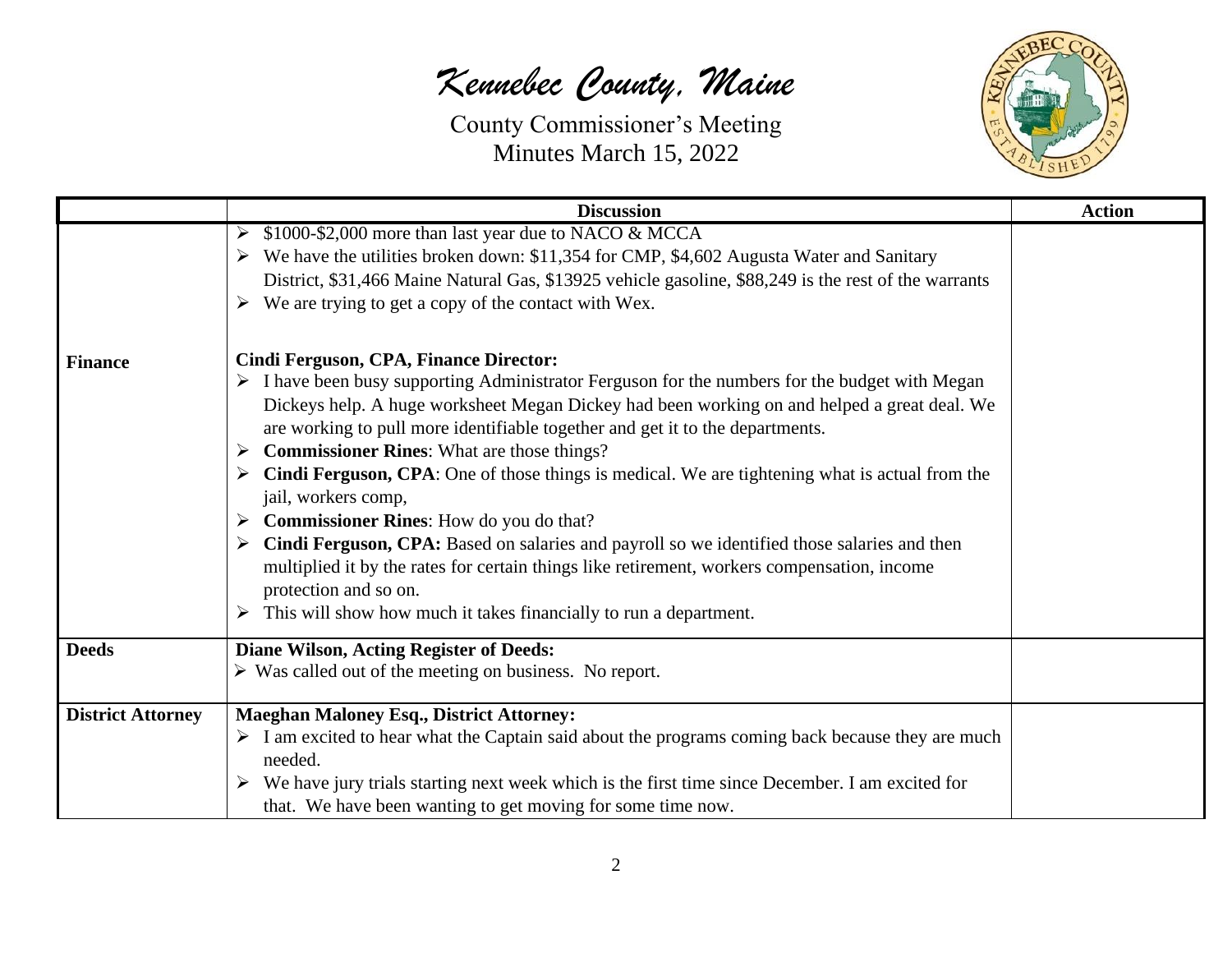*Kennebec County, Maine*

County Commissioner's Meeting
Minutes March 15, 2022

| | Discussion | Action |
|---|---|---|
| | ➢ \$1000-\$2,000 more than last year due to NACO & MCCA<br>➢ We have the utilities broken down: \$11,354 for CMP, \$4,602 Augusta Water and Sanitary District, \$31,466 Maine Natural Gas, \$13925 vehicle gasoline, \$88,249 is the rest of the warrants<br>➢ We are trying to get a copy of the contact with Wex. | |
| **Finance** | **Cindi Ferguson, CPA, Finance Director:**<br>➢ I have been busy supporting Administrator Ferguson for the numbers for the budget with Megan Dickeys help. A huge worksheet Megan Dickey had been working on and helped a great deal. We are working to pull more identifiable together and get it to the departments.<br>➢ **Commissioner Rines**: What are those things?<br>➢ **Cindi Ferguson, CPA**: One of those things is medical. We are tightening what is actual from the jail, workers comp,<br>➢ **Commissioner Rines**: How do you do that?<br>➢ **Cindi Ferguson, CPA:** Based on salaries and payroll so we identified those salaries and then multiplied it by the rates for certain things like retirement, workers compensation, income protection and so on.<br>➢ This will show how much it takes financially to run a department. | |
| **Deeds** | **Diane Wilson, Acting Register of Deeds:**<br>➢ Was called out of the meeting on business. No report. | |
| **District Attorney** | **Maeghan Maloney Esq., District Attorney:**<br>➢ I am excited to hear what the Captain said about the programs coming back because they are much needed.<br>➢ We have jury trials starting next week which is the first time since December. I am excited for that. We have been wanting to get moving for some time now. | |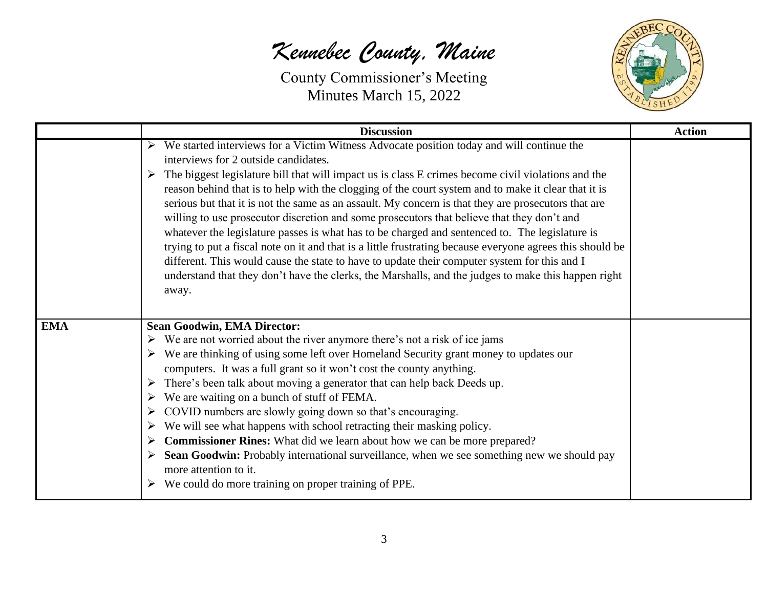| | Discussion | Action |
|---|---|---|
| | ➢ We started interviews for a Victim Witness Advocate position today and will continue the interviews for 2 outside candidates.<br>➢ The biggest legislature bill that will impact us is class E crimes become civil violations and the reason behind that is to help with the clogging of the court system and to make it clear that it is serious but that it is not the same as an assault. My concern is that they are prosecutors that are willing to use prosecutor discretion and some prosecutors that believe that they don't and whatever the legislature passes is what has to be charged and sentenced to. The legislature is trying to put a fiscal note on it and that is a little frustrating because everyone agrees this should be different. This would cause the state to have to update their computer system for this and I understand that they don't have the clerks, the Marshalls, and the judges to make this happen right away. | |
| **EMA** | **Sean Goodwin, EMA Director:**<br>➢ We are not worried about the river anymore there's not a risk of ice jams<br>➢ We are thinking of using some left over Homeland Security grant money to updates our computers. It was a full grant so it won't cost the county anything.<br>➢ There's been talk about moving a generator that can help back Deeds up.<br>➢ We are waiting on a bunch of stuff of FEMA.<br>➢ COVID numbers are slowly going down so that's encouraging.<br>➢ We will see what happens with school retracting their masking policy.<br>➢ **Commissioner Rines:** What did we learn about how we can be more prepared?<br>➢ **Sean Goodwin:** Probably international surveillance, when we see something new we should pay more attention to it.<br>➢ We could do more training on proper training of PPE. | |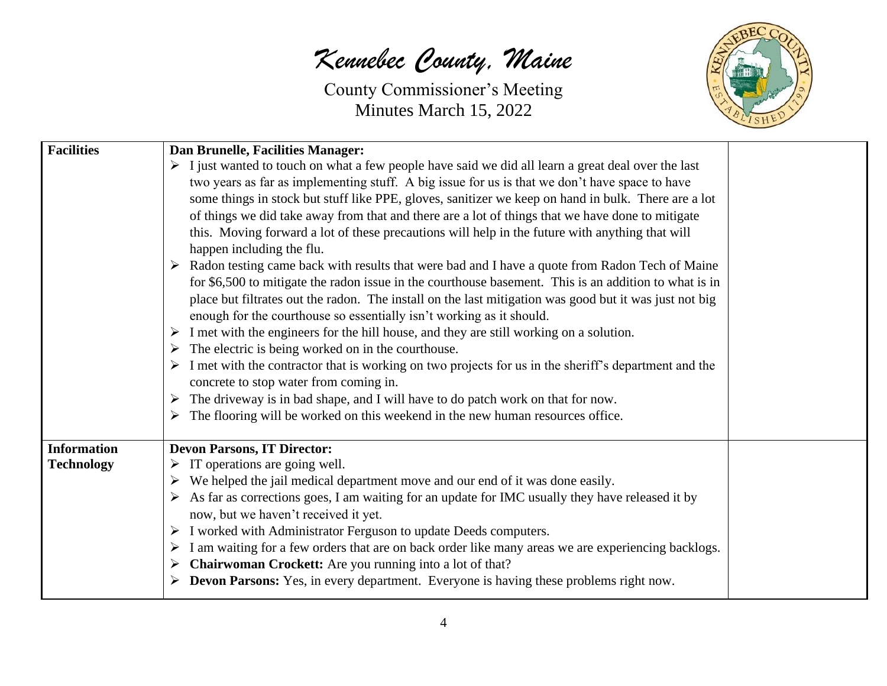| | | |
|---|---|---|
| **Facilities** | **Dan Brunelle, Facilities Manager:**<br>➢ I just wanted to touch on what a few people have said we did all learn a great deal over the last two years as far as implementing stuff. A big issue for us is that we don't have space to have some things in stock but stuff like PPE, gloves, sanitizer we keep on hand in bulk. There are a lot of things we did take away from that and there are a lot of things that we have done to mitigate this. Moving forward a lot of these precautions will help in the future with anything that will happen including the flu.<br>➢ Radon testing came back with results that were bad and I have a quote from Radon Tech of Maine for $6,500 to mitigate the radon issue in the courthouse basement. This is an addition to what is in place but filtrates out the radon. The install on the last mitigation was good but it was just not big enough for the courthouse so essentially isn't working as it should.<br>➢ I met with the engineers for the hill house, and they are still working on a solution.<br>➢ The electric is being worked on in the courthouse.<br>➢ I met with the contractor that is working on two projects for us in the sheriff's department and the concrete to stop water from coming in.<br>➢ The driveway is in bad shape, and I will have to do patch work on that for now.<br>➢ The flooring will be worked on this weekend in the new human resources office. | |
| **Information Technology** | **Devon Parsons, IT Director:**<br>➢ IT operations are going well.<br>➢ We helped the jail medical department move and our end of it was done easily.<br>➢ As far as corrections goes, I am waiting for an update for IMC usually they have released it by now, but we haven't received it yet.<br>➢ I worked with Administrator Ferguson to update Deeds computers.<br>➢ I am waiting for a few orders that are on back order like many areas we are experiencing backlogs.<br>➢ **Chairwoman Crockett:** Are you running into a lot of that?<br>➢ **Devon Parsons:** Yes, in every department. Everyone is having these problems right now. | |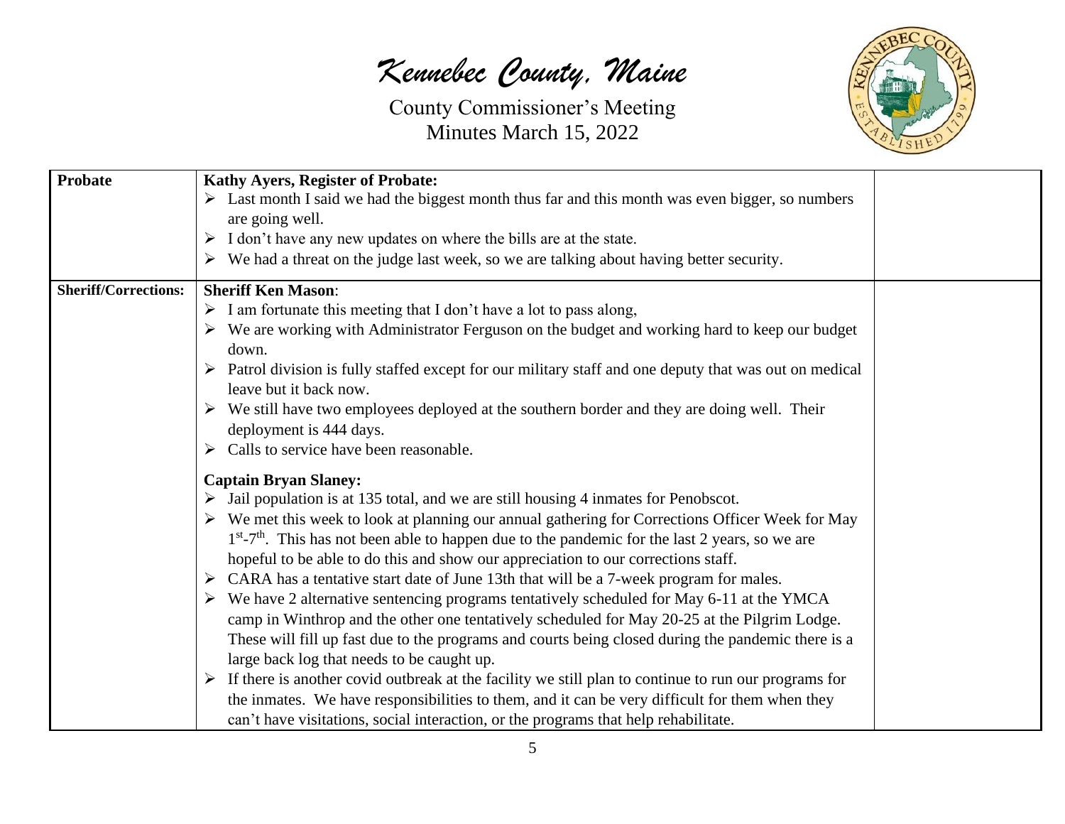| Probate | **Kathy Ayers, Register of Probate:**<br>➢ Last month I said we had the biggest month thus far and this month was even bigger, so numbers are going well.<br>➢ I don't have any new updates on where the bills are at the state.<br>➢ We had a threat on the judge last week, so we are talking about having better security. | |
|---|---|---|
| **Sheriff/Corrections:** | **Sheriff Ken Mason**:<br>➢ I am fortunate this meeting that I don't have a lot to pass along,<br>➢ We are working with Administrator Ferguson on the budget and working hard to keep our budget down.<br>➢ Patrol division is fully staffed except for our military staff and one deputy that was out on medical leave but it back now.<br>➢ We still have two employees deployed at the southern border and they are doing well. Their deployment is 444 days.<br>➢ Calls to service have been reasonable.<br><br>**Captain Bryan Slaney:**<br>➢ Jail population is at 135 total, and we are still housing 4 inmates for Penobscot.<br>➢ We met this week to look at planning our annual gathering for Corrections Officer Week for May 1st-7th. This has not been able to happen due to the pandemic for the last 2 years, so we are hopeful to be able to do this and show our appreciation to our corrections staff.<br>➢ CARA has a tentative start date of June 13th that will be a 7-week program for males.<br>➢ We have 2 alternative sentencing programs tentatively scheduled for May 6-11 at the YMCA camp in Winthrop and the other one tentatively scheduled for May 20-25 at the Pilgrim Lodge. These will fill up fast due to the programs and courts being closed during the pandemic there is a large back log that needs to be caught up.<br>➢ If there is another covid outbreak at the facility we still plan to continue to run our programs for the inmates. We have responsibilities to them, and it can be very difficult for them when they can't have visitations, social interaction, or the programs that help rehabilitate. | |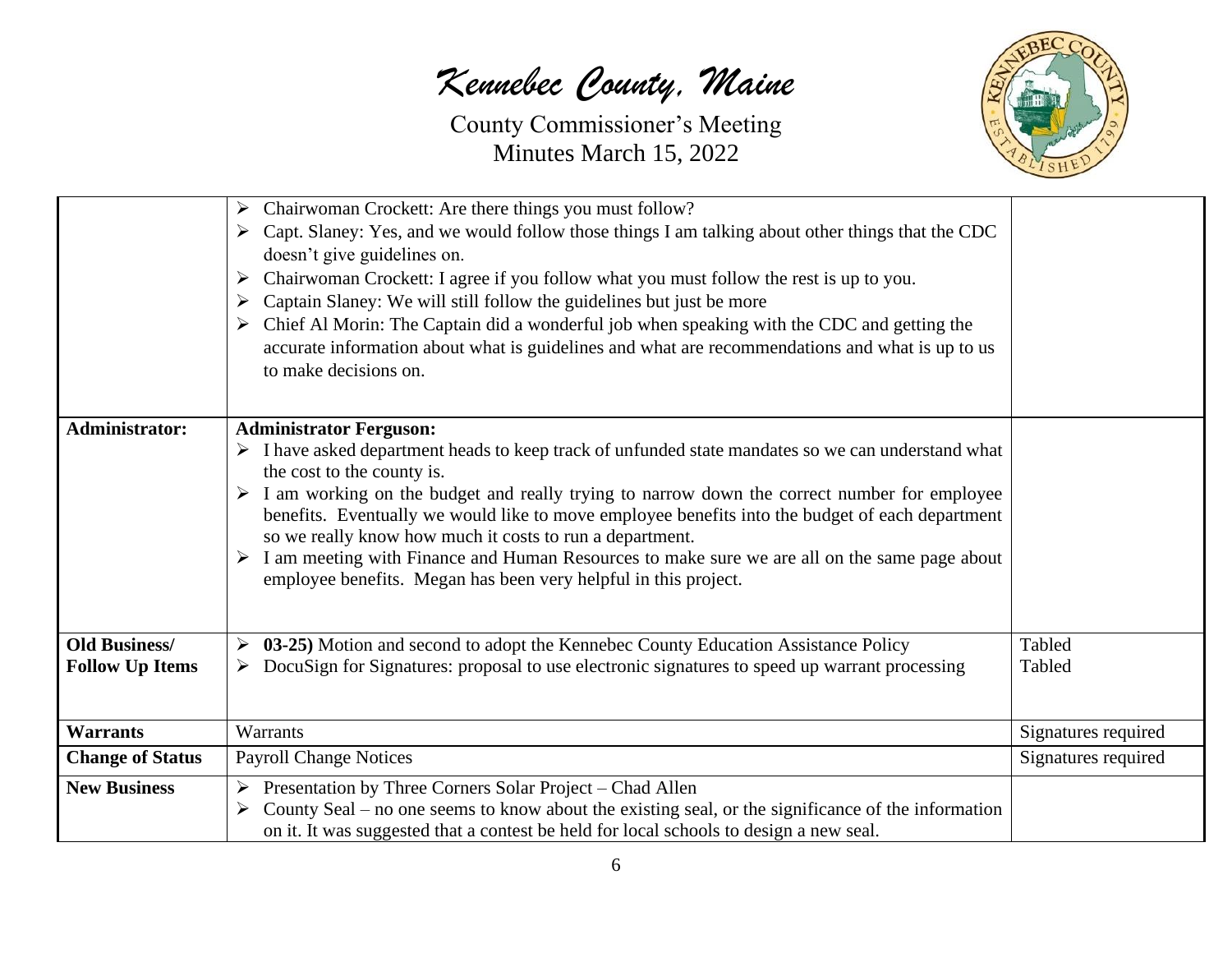| | | |
|---|---|---|
| | ➢ Chairwoman Crockett: Are there things you must follow?<br>➢ Capt. Slaney: Yes, and we would follow those things I am talking about other things that the CDC doesn't give guidelines on.<br>➢ Chairwoman Crockett: I agree if you follow what you must follow the rest is up to you.<br>➢ Captain Slaney: We will still follow the guidelines but just be more<br>➢ Chief Al Morin: The Captain did a wonderful job when speaking with the CDC and getting the accurate information about what is guidelines and what are recommendations and what is up to us to make decisions on. | |
| **Administrator:** | **Administrator Ferguson:**<br>➢ I have asked department heads to keep track of unfunded state mandates so we can understand what the cost to the county is.<br>➢ I am working on the budget and really trying to narrow down the correct number for employee benefits. Eventually we would like to move employee benefits into the budget of each department so we really know how much it costs to run a department.<br>➢ I am meeting with Finance and Human Resources to make sure we are all on the same page about employee benefits. Megan has been very helpful in this project. | |
| **Old Business/ Follow Up Items** | ➢ **03-25)** Motion and second to adopt the Kennebec County Education Assistance Policy<br>➢ DocuSign for Signatures: proposal to use electronic signatures to speed up warrant processing | Tabled<br>Tabled |
| **Warrants** | Warrants | Signatures required |
| **Change of Status** | Payroll Change Notices | Signatures required |
| **New Business** | ➢ Presentation by Three Corners Solar Project – Chad Allen<br>➢ County Seal – no one seems to know about the existing seal, or the significance of the information on it. It was suggested that a contest be held for local schools to design a new seal. | |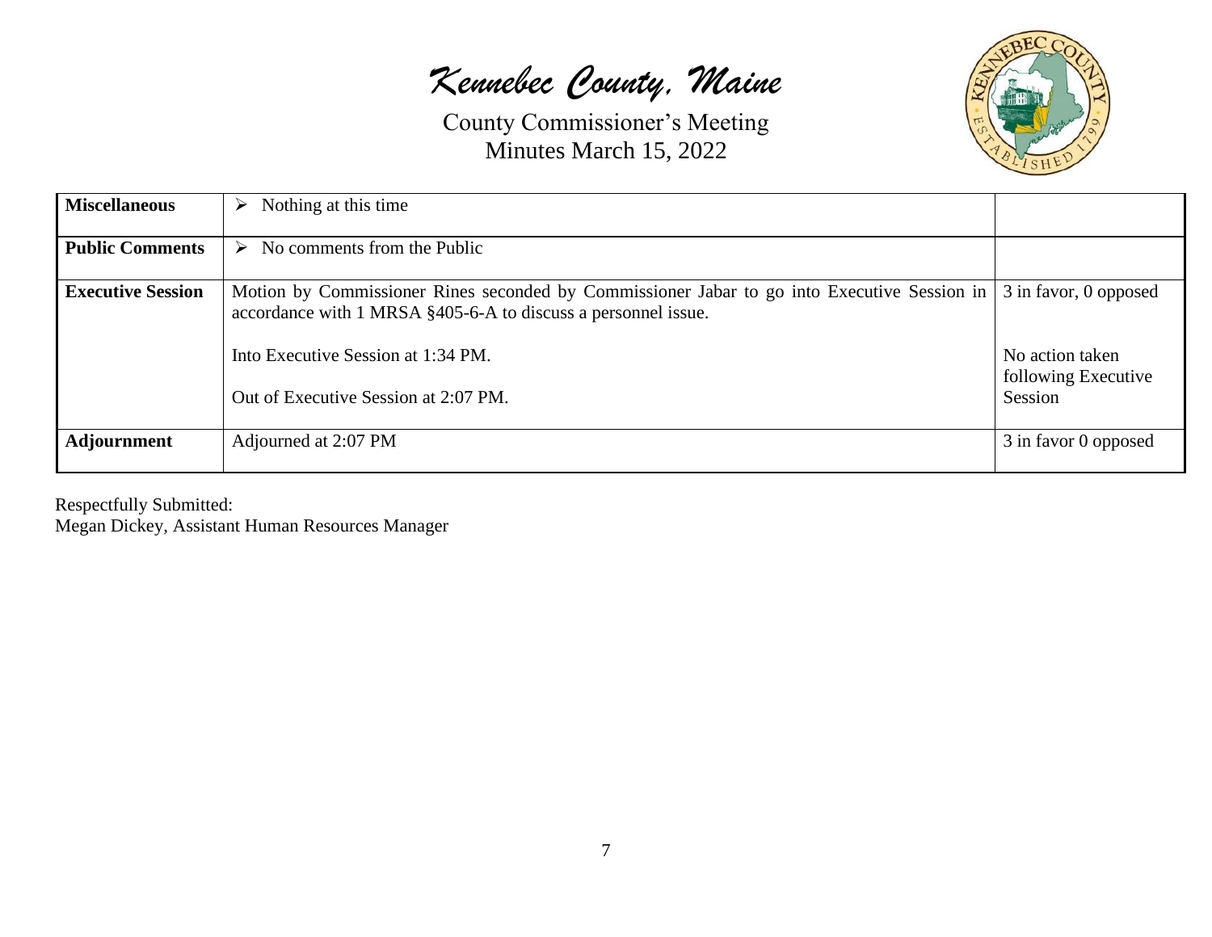# *Kennebec County, Maine*

County Commissioner's Meeting
Minutes March 15, 2022

| | | |
|---|---|---|
| **Miscellaneous** | ➢ Nothing at this time | |
| **Public Comments** | ➢ No comments from the Public | |
| **Executive Session** | Motion by Commissioner Rines seconded by Commissioner Jabar to go into Executive Session in accordance with 1 MRSA §405-6-A to discuss a personnel issue.<br><br>Into Executive Session at 1:34 PM.<br><br>Out of Executive Session at 2:07 PM. | 3 in favor, 0 opposed<br><br>No action taken following Executive Session |
| **Adjournment** | Adjourned at 2:07 PM | 3 in favor 0 opposed |

Respectfully Submitted:
Megan Dickey, Assistant Human Resources Manager